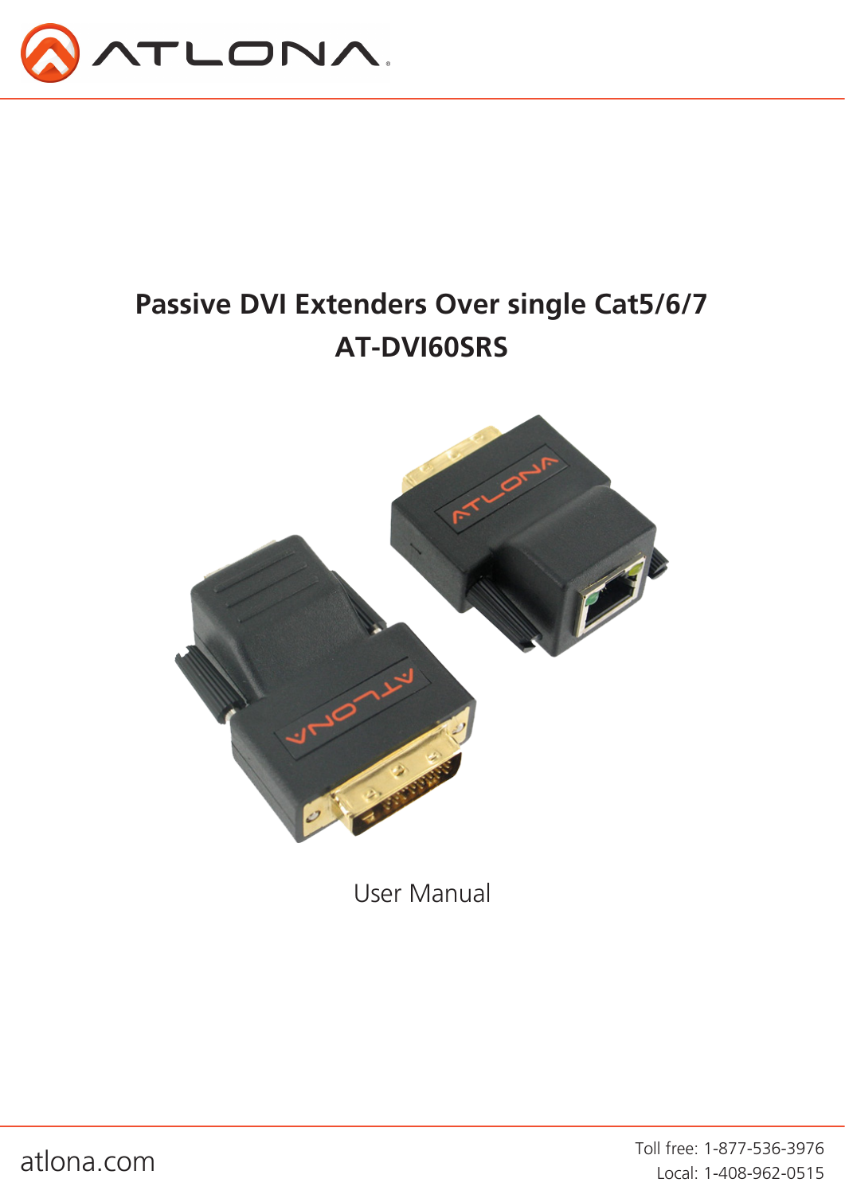# Passive DVI Extenders Over single Cat5/6/7

# AT-DVI60SRS

User Manual

atlona.com

Toll free: 1-877-536-3976

Local: 1-408-962-0515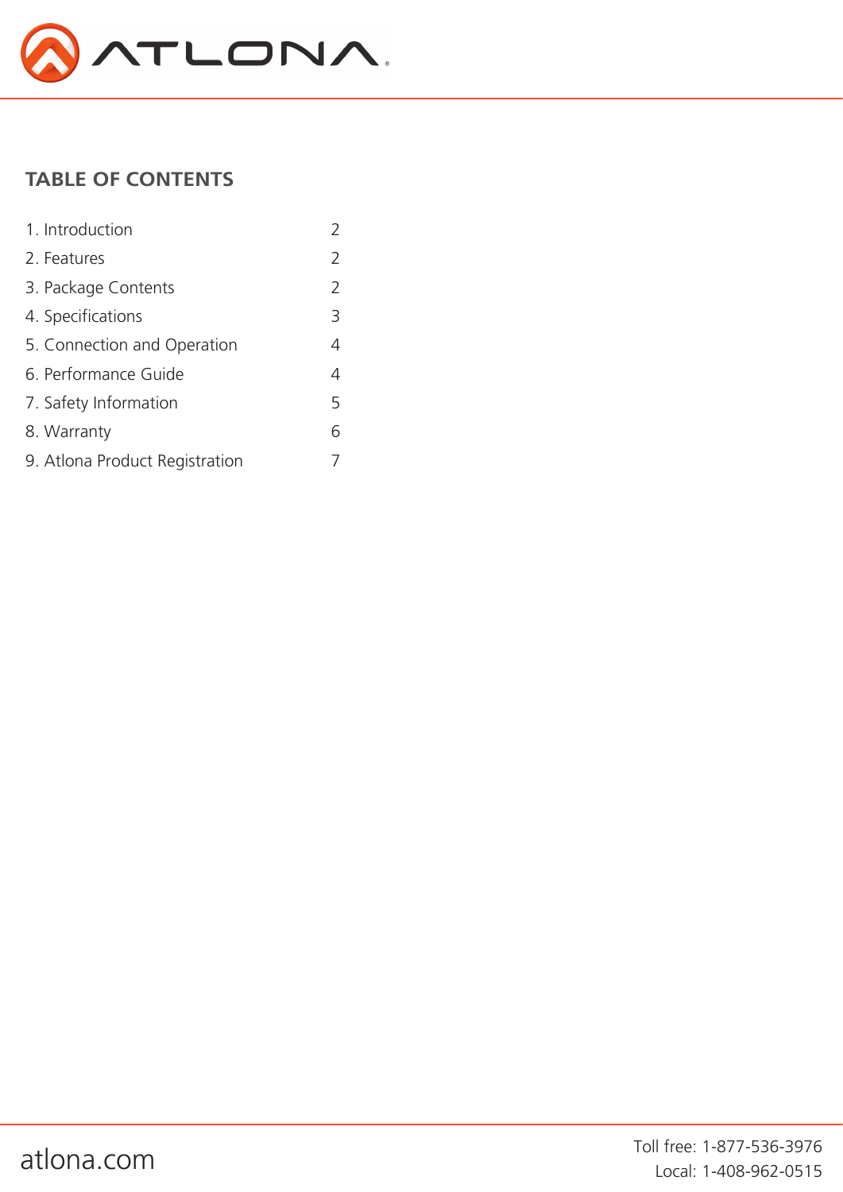## TABLE OF CONTENTS

| | |
|---|---|
| 1. Introduction | 2 |
| 2. Features | 2 |
| 3. Package Contents | 2 |
| 4. Specifications | 3 |
| 5. Connection and Operation | 4 |
| 6. Performance Guide | 4 |
| 7. Safety Information | 5 |
| 8. Warranty | 6 |
| 9. Atlona Product Registration | 7 |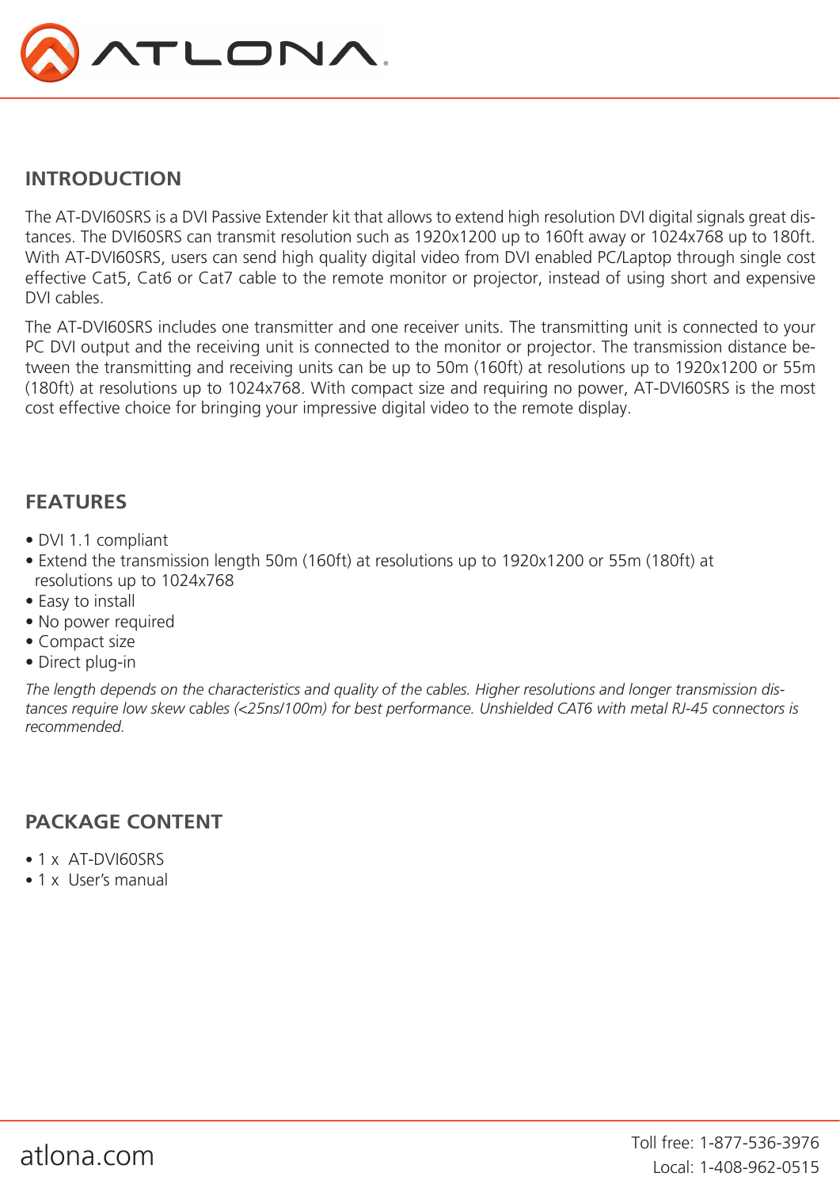## INTRODUCTION

The AT-DVI60SRS is a DVI Passive Extender kit that allows to extend high resolution DVI digital signals great distances. The DVI60SRS can transmit resolution such as 1920x1200 up to 160ft away or 1024x768 up to 180ft. With AT-DVI60SRS, users can send high quality digital video from DVI enabled PC/Laptop through single cost effective Cat5, Cat6 or Cat7 cable to the remote monitor or projector, instead of using short and expensive DVI cables.

The AT-DVI60SRS includes one transmitter and one receiver units. The transmitting unit is connected to your PC DVI output and the receiving unit is connected to the monitor or projector. The transmission distance between the transmitting and receiving units can be up to 50m (160ft) at resolutions up to 1920x1200 or 55m (180ft) at resolutions up to 1024x768. With compact size and requiring no power, AT-DVI60SRS is the most cost effective choice for bringing your impressive digital video to the remote display.

## FEATURES

- DVI 1.1 compliant
- Extend the transmission length 50m (160ft) at resolutions up to 1920x1200 or 55m (180ft) at resolutions up to 1024x768
- Easy to install
- No power required
- Compact size
- Direct plug-in

*The length depends on the characteristics and quality of the cables. Higher resolutions and longer transmission distances require low skew cables (<25ns/100m) for best performance. Unshielded CAT6 with metal RJ-45 connectors is recommended.*

## PACKAGE CONTENT

- 1 x AT-DVI60SRS
- 1 x User's manual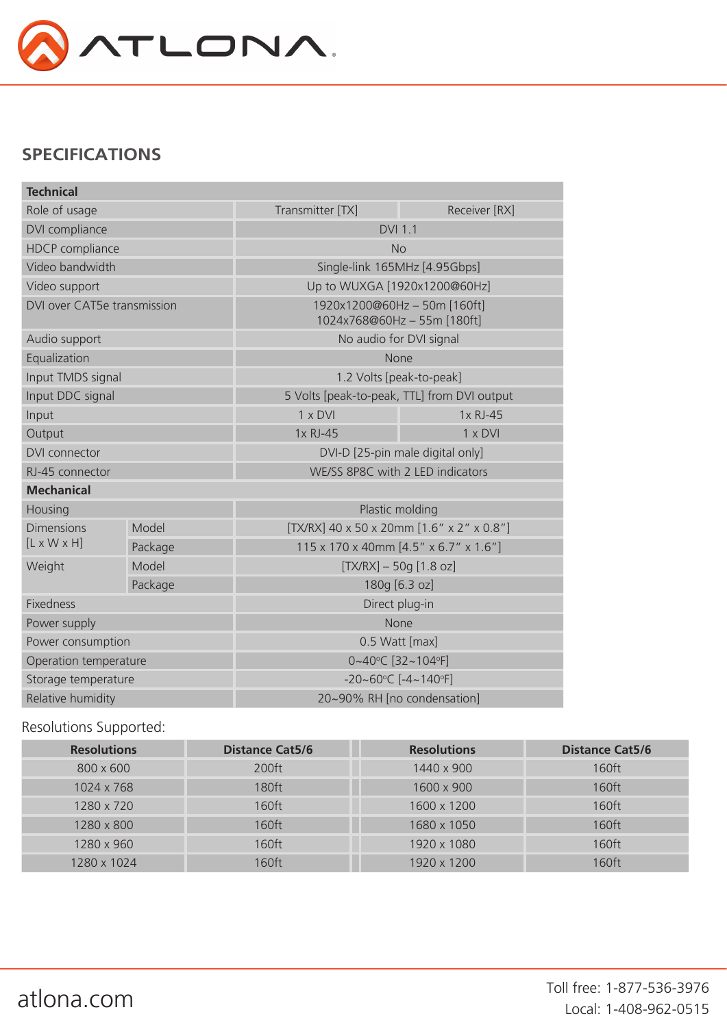## SPECIFICATIONS

| Technical | | | |
|---|---|---|---|
| Role of usage | | Transmitter [TX] | Receiver [RX] |
| DVI compliance | | DVI 1.1 | |
| HDCP compliance | | No | |
| Video bandwidth | | Single-link 165MHz [4.95Gbps] | |
| Video support | | Up to WUXGA [1920x1200@60Hz] | |
| DVI over CAT5e transmission | | 1920x1200@60Hz – 50m [160ft]<br>1024x768@60Hz – 55m [180ft] | |
| Audio support | | No audio for DVI signal | |
| Equalization | | None | |
| Input TMDS signal | | 1.2 Volts [peak-to-peak] | |
| Input DDC signal | | 5 Volts [peak-to-peak, TTL] from DVI output | |
| Input | | 1 x DVI | 1x RJ-45 |
| Output | | 1x RJ-45 | 1 x DVI |
| DVI connector | | DVI-D [25-pin male digital only] | |
| RJ-45 connector | | WE/SS 8P8C with 2 LED indicators | |
| **Mechanical** | | | |
| Housing | | Plastic molding | |
| Dimensions [L x W x H] | Model | [TX/RX] 40 x 50 x 20mm [1.6" x 2" x 0.8"] | |
| | Package | 115 x 170 x 40mm [4.5" x 6.7" x 1.6"] | |
| Weight | Model | [TX/RX] – 50g [1.8 oz] | |
| | Package | 180g [6.3 oz] | |
| Fixedness | | Direct plug-in | |
| Power supply | | None | |
| Power consumption | | 0.5 Watt [max] | |
| Operation temperature | | 0~40ºC [32~104ºF] | |
| Storage temperature | | -20~60ºC [-4~140ºF] | |
| Relative humidity | | 20~90% RH [no condensation] | |

Resolutions Supported:

| Resolutions | Distance Cat5/6 | Resolutions | Distance Cat5/6 |
|---|---|---|---|
| 800 x 600 | 200ft | 1440 x 900 | 160ft |
| 1024 x 768 | 180ft | 1600 x 900 | 160ft |
| 1280 x 720 | 160ft | 1600 x 1200 | 160ft |
| 1280 x 800 | 160ft | 1680 x 1050 | 160ft |
| 1280 x 960 | 160ft | 1920 x 1080 | 160ft |
| 1280 x 1024 | 160ft | 1920 x 1200 | 160ft |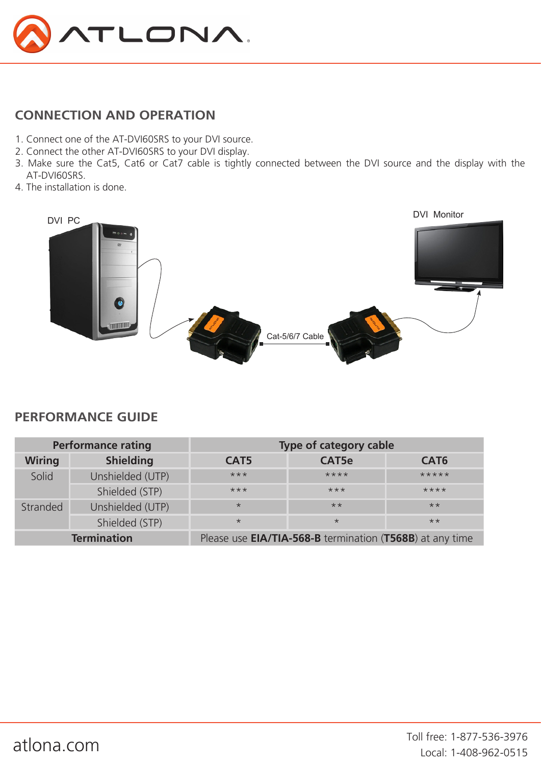## CONNECTION AND OPERATION

1. Connect one of the AT-DVI60SRS to your DVI source.
2. Connect the other AT-DVI60SRS to your DVI display.
3. Make sure the Cat5, Cat6 or Cat7 cable is tightly connected between the DVI source and the display with the AT-DVI60SRS.
4. The installation is done.

DVI PC

DVI Monitor

Cat-5/6/7 Cable

## PERFORMANCE GUIDE

| Performance rating | | Type of category cable | | |
|---|---|---|---|---|
| Wiring | Shielding | CAT5 | CAT5e | CAT6 |
| Solid | Unshielded (UTP) | *** | **** | ***** |
| | Shielded (STP) | *** | *** | **** |
| Stranded | Unshielded (UTP) | * | ** | ** |
| | Shielded (STP) | * | * | ** |
| **Termination** | | Please use **EIA/TIA-568-B** termination (**T568B**) at any time | | |

atlona.com

Toll free: 1-877-536-3976
Local: 1-408-962-0515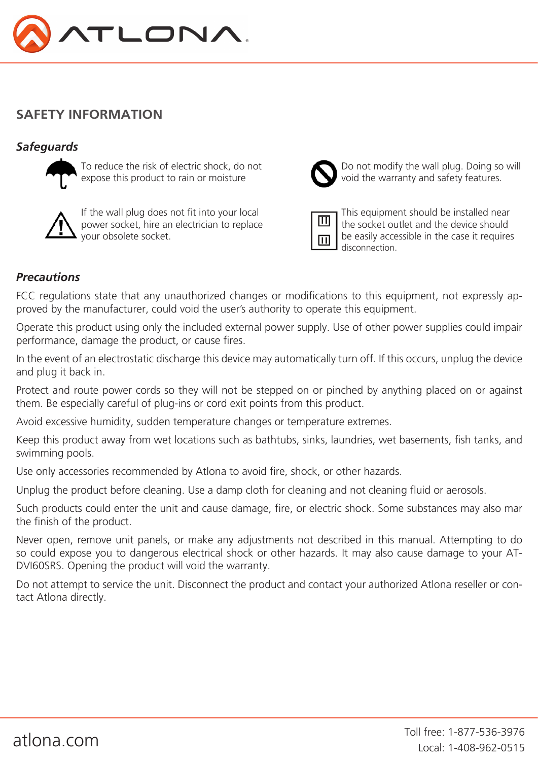## SAFETY INFORMATION

### *Safeguards*

To reduce the risk of electric shock, do not expose this product to rain or moisture

Do not modify the wall plug. Doing so will void the warranty and safety features.

If the wall plug does not fit into your local power socket, hire an electrician to replace your obsolete socket.

This equipment should be installed near the socket outlet and the device should be easily accessible in the case it requires disconnection.

### *Precautions*

FCC regulations state that any unauthorized changes or modifications to this equipment, not expressly approved by the manufacturer, could void the user's authority to operate this equipment.

Operate this product using only the included external power supply. Use of other power supplies could impair performance, damage the product, or cause fires.

In the event of an electrostatic discharge this device may automatically turn off. If this occurs, unplug the device and plug it back in.

Protect and route power cords so they will not be stepped on or pinched by anything placed on or against them. Be especially careful of plug-ins or cord exit points from this product.

Avoid excessive humidity, sudden temperature changes or temperature extremes.

Keep this product away from wet locations such as bathtubs, sinks, laundries, wet basements, fish tanks, and swimming pools.

Use only accessories recommended by Atlona to avoid fire, shock, or other hazards.

Unplug the product before cleaning. Use a damp cloth for cleaning and not cleaning fluid or aerosols.

Such products could enter the unit and cause damage, fire, or electric shock. Some substances may also mar the finish of the product.

Never open, remove unit panels, or make any adjustments not described in this manual. Attempting to do so could expose you to dangerous electrical shock or other hazards. It may also cause damage to your AT-DVI60SRS. Opening the product will void the warranty.

Do not attempt to service the unit. Disconnect the product and contact your authorized Atlona reseller or contact Atlona directly.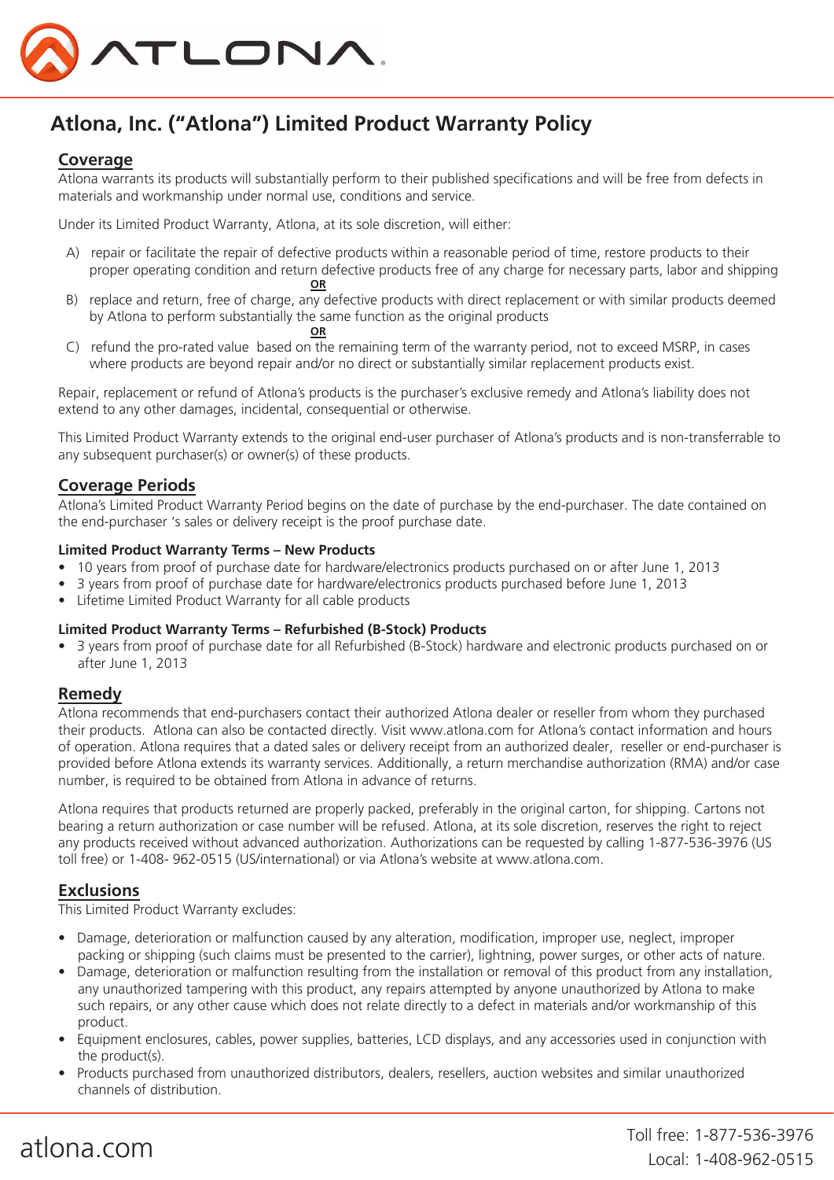# Atlona, Inc. ("Atlona") Limited Product Warranty Policy

## Coverage

Atlona warrants its products will substantially perform to their published specifications and will be free from defects in materials and workmanship under normal use, conditions and service.

Under its Limited Product Warranty, Atlona, at its sole discretion, will either:

A) repair or facilitate the repair of defective products within a reasonable period of time, restore products to their proper operating condition and return defective products free of any charge for necessary parts, labor and shipping

**OR**

B) replace and return, free of charge, any defective products with direct replacement or with similar products deemed by Atlona to perform substantially the same function as the original products

**OR**

C) refund the pro-rated value based on the remaining term of the warranty period, not to exceed MSRP, in cases where products are beyond repair and/or no direct or substantially similar replacement products exist.

Repair, replacement or refund of Atlona's products is the purchaser's exclusive remedy and Atlona's liability does not extend to any other damages, incidental, consequential or otherwise.

This Limited Product Warranty extends to the original end-user purchaser of Atlona's products and is non-transferrable to any subsequent purchaser(s) or owner(s) of these products.

## Coverage Periods

Atlona's Limited Product Warranty Period begins on the date of purchase by the end-purchaser. The date contained on the end-purchaser 's sales or delivery receipt is the proof purchase date.

**Limited Product Warranty Terms – New Products**

- 10 years from proof of purchase date for hardware/electronics products purchased on or after June 1, 2013
- 3 years from proof of purchase date for hardware/electronics products purchased before June 1, 2013
- Lifetime Limited Product Warranty for all cable products

**Limited Product Warranty Terms – Refurbished (B-Stock) Products**

- 3 years from proof of purchase date for all Refurbished (B-Stock) hardware and electronic products purchased on or after June 1, 2013

## Remedy

Atlona recommends that end-purchasers contact their authorized Atlona dealer or reseller from whom they purchased their products. Atlona can also be contacted directly. Visit www.atlona.com for Atlona's contact information and hours of operation. Atlona requires that a dated sales or delivery receipt from an authorized dealer, reseller or end-purchaser is provided before Atlona extends its warranty services. Additionally, a return merchandise authorization (RMA) and/or case number, is required to be obtained from Atlona in advance of returns.

Atlona requires that products returned are properly packed, preferably in the original carton, for shipping. Cartons not bearing a return authorization or case number will be refused. Atlona, at its sole discretion, reserves the right to reject any products received without advanced authorization. Authorizations can be requested by calling 1-877-536-3976 (US toll free) or 1-408- 962-0515 (US/international) or via Atlona's website at www.atlona.com.

## Exclusions

This Limited Product Warranty excludes:

- Damage, deterioration or malfunction caused by any alteration, modification, improper use, neglect, improper packing or shipping (such claims must be presented to the carrier), lightning, power surges, or other acts of nature.
- Damage, deterioration or malfunction resulting from the installation or removal of this product from any installation, any unauthorized tampering with this product, any repairs attempted by anyone unauthorized by Atlona to make such repairs, or any other cause which does not relate directly to a defect in materials and/or workmanship of this product.
- Equipment enclosures, cables, power supplies, batteries, LCD displays, and any accessories used in conjunction with the product(s).
- Products purchased from unauthorized distributors, dealers, resellers, auction websites and similar unauthorized channels of distribution.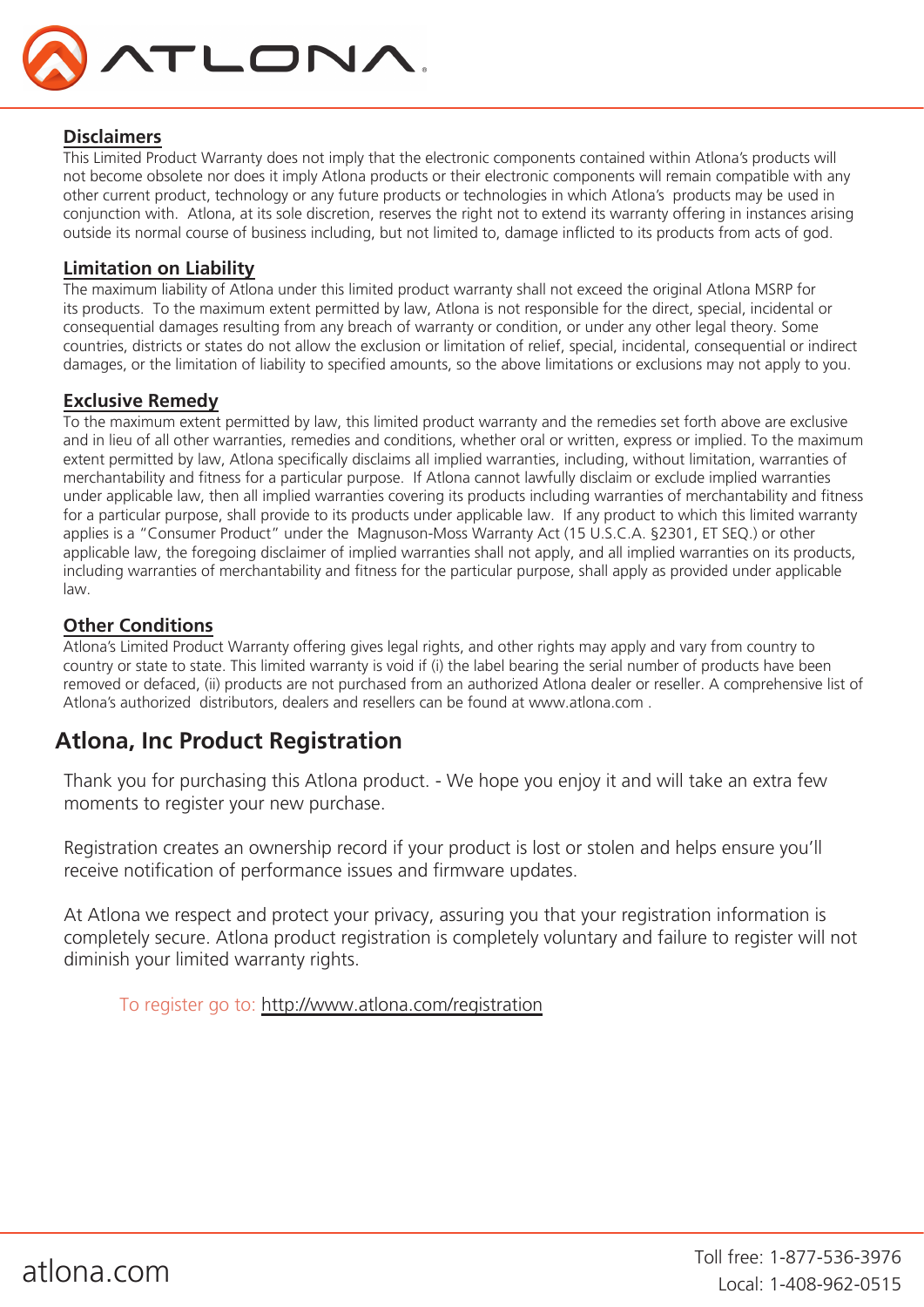## Disclaimers

This Limited Product Warranty does not imply that the electronic components contained within Atlona's products will not become obsolete nor does it imply Atlona products or their electronic components will remain compatible with any other current product, technology or any future products or technologies in which Atlona's products may be used in conjunction with. Atlona, at its sole discretion, reserves the right not to extend its warranty offering in instances arising outside its normal course of business including, but not limited to, damage inflicted to its products from acts of god.

## Limitation on Liability

The maximum liability of Atlona under this limited product warranty shall not exceed the original Atlona MSRP for its products. To the maximum extent permitted by law, Atlona is not responsible for the direct, special, incidental or consequential damages resulting from any breach of warranty or condition, or under any other legal theory. Some countries, districts or states do not allow the exclusion or limitation of relief, special, incidental, consequential or indirect damages, or the limitation of liability to specified amounts, so the above limitations or exclusions may not apply to you.

## Exclusive Remedy

To the maximum extent permitted by law, this limited product warranty and the remedies set forth above are exclusive and in lieu of all other warranties, remedies and conditions, whether oral or written, express or implied. To the maximum extent permitted by law, Atlona specifically disclaims all implied warranties, including, without limitation, warranties of merchantability and fitness for a particular purpose. If Atlona cannot lawfully disclaim or exclude implied warranties under applicable law, then all implied warranties covering its products including warranties of merchantability and fitness for a particular purpose, shall provide to its products under applicable law. If any product to which this limited warranty applies is a "Consumer Product" under the Magnuson-Moss Warranty Act (15 U.S.C.A. §2301, ET SEQ.) or other applicable law, the foregoing disclaimer of implied warranties shall not apply, and all implied warranties on its products, including warranties of merchantability and fitness for the particular purpose, shall apply as provided under applicable law.

## Other Conditions

Atlona's Limited Product Warranty offering gives legal rights, and other rights may apply and vary from country to country or state to state. This limited warranty is void if (i) the label bearing the serial number of products have been removed or defaced, (ii) products are not purchased from an authorized Atlona dealer or reseller. A comprehensive list of Atlona's authorized distributors, dealers and resellers can be found at www.atlona.com .

# Atlona, Inc Product Registration

Thank you for purchasing this Atlona product. - We hope you enjoy it and will take an extra few moments to register your new purchase.

Registration creates an ownership record if your product is lost or stolen and helps ensure you'll receive notification of performance issues and firmware updates.

At Atlona we respect and protect your privacy, assuring you that your registration information is completely secure. Atlona product registration is completely voluntary and failure to register will not diminish your limited warranty rights.

To register go to: http://www.atlona.com/registration

atlona.com

Toll free: 1-877-536-3976

Local: 1-408-962-0515